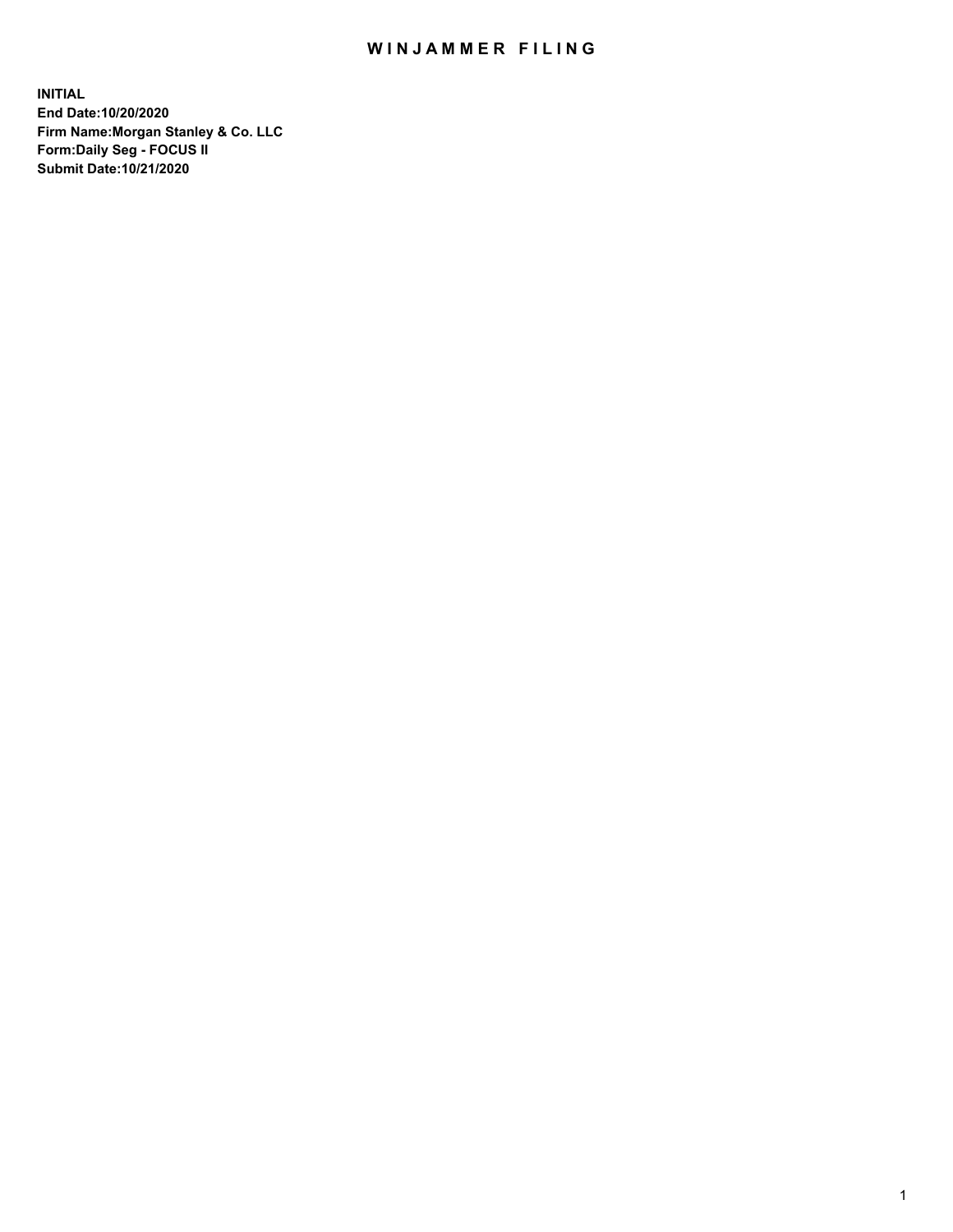# WINJAMMER FILING

**INITIAL**
**End Date:10/20/2020**
**Firm Name:Morgan Stanley & Co. LLC**
**Form:Daily Seg - FOCUS II**
**Submit Date:10/21/2020**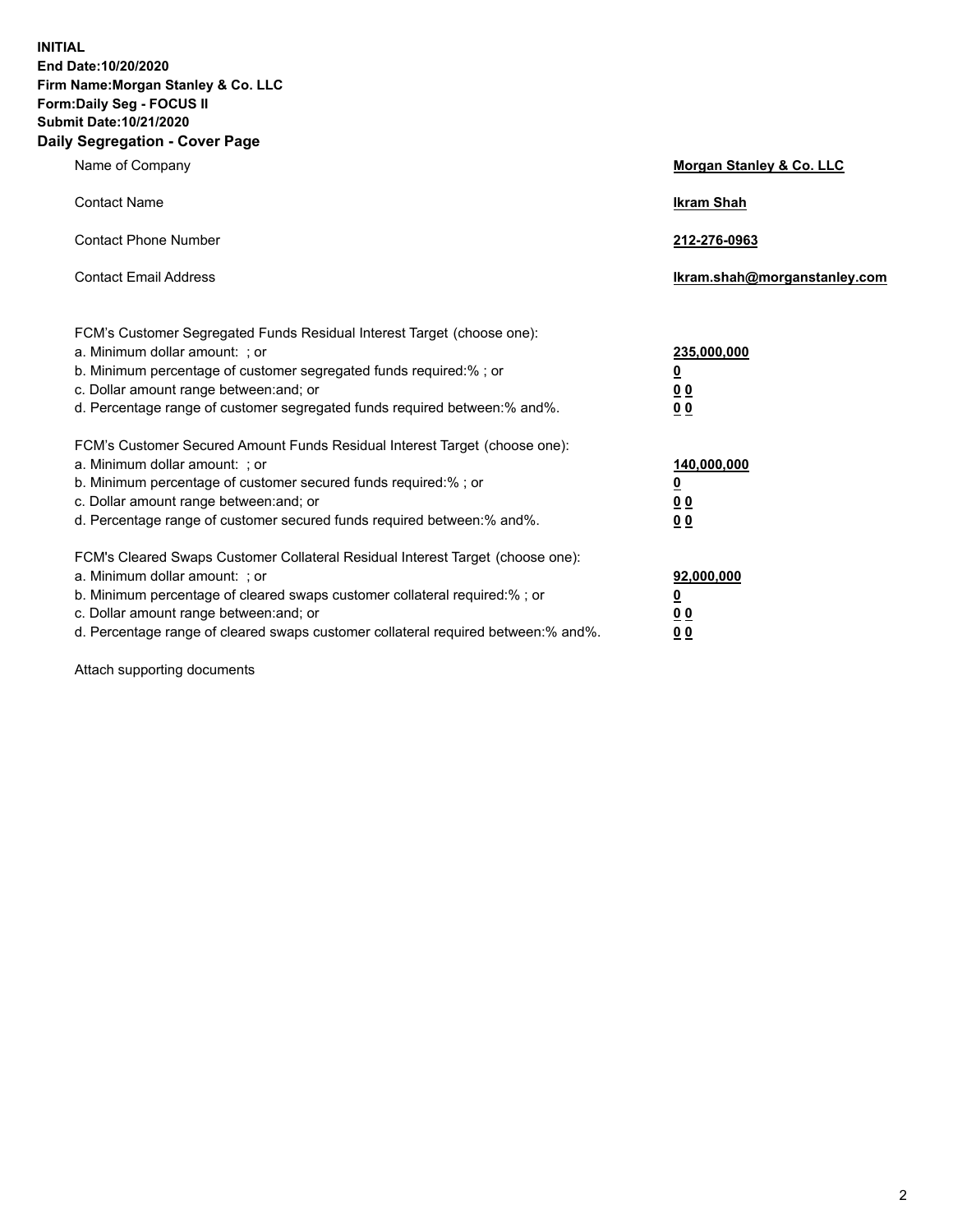**INITIAL**
**End Date:10/20/2020**
**Firm Name:Morgan Stanley & Co. LLC**
**Form:Daily Seg - FOCUS II**
**Submit Date:10/21/2020**

## Daily Segregation - Cover Page

| | |
|---|---|
| Name of Company | **Morgan Stanley & Co. LLC** |
| Contact Name | **Ikram Shah** |
| Contact Phone Number | **212-276-0963** |
| Contact Email Address | **Ikram.shah@morganstanley.com** |

| | |
|---|---|
| FCM's Customer Segregated Funds Residual Interest Target (choose one): | |
| a. Minimum dollar amount: ; or | **235,000,000** |
| b. Minimum percentage of customer segregated funds required:% ; or | **0** |
| c. Dollar amount range between:and; or | **0 0** |
| d. Percentage range of customer segregated funds required between:% and%. | **0 0** |
| FCM's Customer Secured Amount Funds Residual Interest Target (choose one): | |
| a. Minimum dollar amount: ; or | **140,000,000** |
| b. Minimum percentage of customer secured funds required:% ; or | **0** |
| c. Dollar amount range between:and; or | **0 0** |
| d. Percentage range of customer secured funds required between:% and%. | **0 0** |
| FCM's Cleared Swaps Customer Collateral Residual Interest Target (choose one): | |
| a. Minimum dollar amount: ; or | **92,000,000** |
| b. Minimum percentage of cleared swaps customer collateral required:% ; or | **0** |
| c. Dollar amount range between:and; or | **0 0** |
| d. Percentage range of cleared swaps customer collateral required between:% and%. | **0 0** |

Attach supporting documents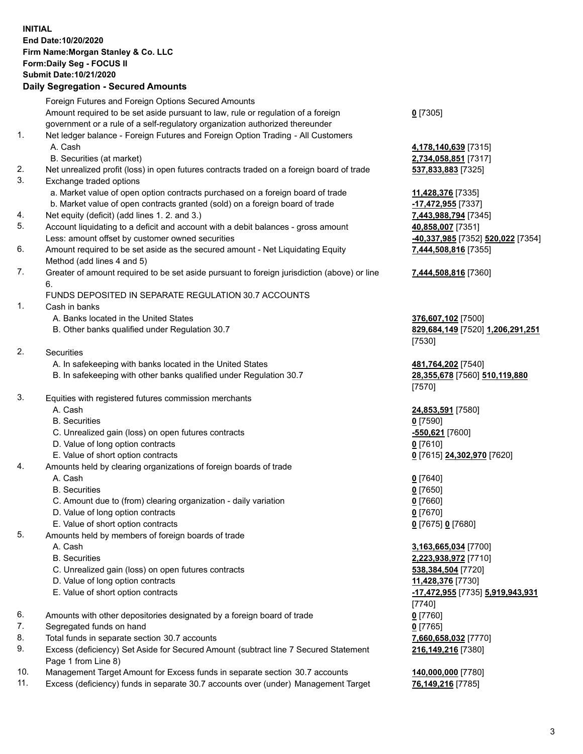**INITIAL**
**End Date:10/20/2020**
**Firm Name:Morgan Stanley & Co. LLC**
**Form:Daily Seg - FOCUS II**
**Submit Date:10/21/2020**

### Daily Segregation - Secured Amounts

| | | |
|---|---|---|
| | Foreign Futures and Foreign Options Secured Amounts | |
| | Amount required to be set aside pursuant to law, rule or regulation of a foreign government or a rule of a self-regulatory organization authorized thereunder | **0** [7305] |
| 1. | Net ledger balance - Foreign Futures and Foreign Option Trading - All Customers | |
| | A. Cash | **4,178,140,639** [7315] |
| | B. Securities (at market) | **2,734,058,851** [7317] |
| 2. | Net unrealized profit (loss) in open futures contracts traded on a foreign board of trade | **537,833,883** [7325] |
| 3. | Exchange traded options | |
| | a. Market value of open option contracts purchased on a foreign board of trade | **11,428,376** [7335] |
| | b. Market value of open contracts granted (sold) on a foreign board of trade | **-17,472,955** [7337] |
| 4. | Net equity (deficit) (add lines 1. 2. and 3.) | **7,443,988,794** [7345] |
| 5. | Account liquidating to a deficit and account with a debit balances - gross amount | **40,858,007** [7351] |
| | Less: amount offset by customer owned securities | **-40,337,985** [7352] **520,022** [7354] |
| 6. | Amount required to be set aside as the secured amount - Net Liquidating Equity Method (add lines 4 and 5) | **7,444,508,816** [7355] |
| 7. | Greater of amount required to be set aside pursuant to foreign jurisdiction (above) or line 6. | **7,444,508,816** [7360] |
| | FUNDS DEPOSITED IN SEPARATE REGULATION 30.7 ACCOUNTS | |
| 1. | Cash in banks | |
| | A. Banks located in the United States | **376,607,102** [7500] |
| | B. Other banks qualified under Regulation 30.7 | **829,684,149** [7520] **1,206,291,251** [7530] |
| 2. | Securities | |
| | A. In safekeeping with banks located in the United States | **481,764,202** [7540] |
| | B. In safekeeping with other banks qualified under Regulation 30.7 | **28,355,678** [7560] **510,119,880** [7570] |
| 3. | Equities with registered futures commission merchants | |
| | A. Cash | **24,853,591** [7580] |
| | B. Securities | **0** [7590] |
| | C. Unrealized gain (loss) on open futures contracts | **-550,621** [7600] |
| | D. Value of long option contracts | **0** [7610] |
| | E. Value of short option contracts | **0** [7615] **24,302,970** [7620] |
| 4. | Amounts held by clearing organizations of foreign boards of trade | |
| | A. Cash | **0** [7640] |
| | B. Securities | **0** [7650] |
| | C. Amount due to (from) clearing organization - daily variation | **0** [7660] |
| | D. Value of long option contracts | **0** [7670] |
| | E. Value of short option contracts | **0** [7675] **0** [7680] |
| 5. | Amounts held by members of foreign boards of trade | |
| | A. Cash | **3,163,665,034** [7700] |
| | B. Securities | **2,223,938,972** [7710] |
| | C. Unrealized gain (loss) on open futures contracts | **538,384,504** [7720] |
| | D. Value of long option contracts | **11,428,376** [7730] |
| | E. Value of short option contracts | **-17,472,955** [7735] **5,919,943,931** [7740] |
| 6. | Amounts with other depositories designated by a foreign board of trade | **0** [7760] |
| 7. | Segregated funds on hand | **0** [7765] |
| 8. | Total funds in separate section 30.7 accounts | **7,660,658,032** [7770] |
| 9. | Excess (deficiency) Set Aside for Secured Amount (subtract line 7 Secured Statement Page 1 from Line 8) | **216,149,216** [7380] |
| 10. | Management Target Amount for Excess funds in separate section 30.7 accounts | **140,000,000** [7780] |
| 11. | Excess (deficiency) funds in separate 30.7 accounts over (under) Management Target | **76,149,216** [7785] |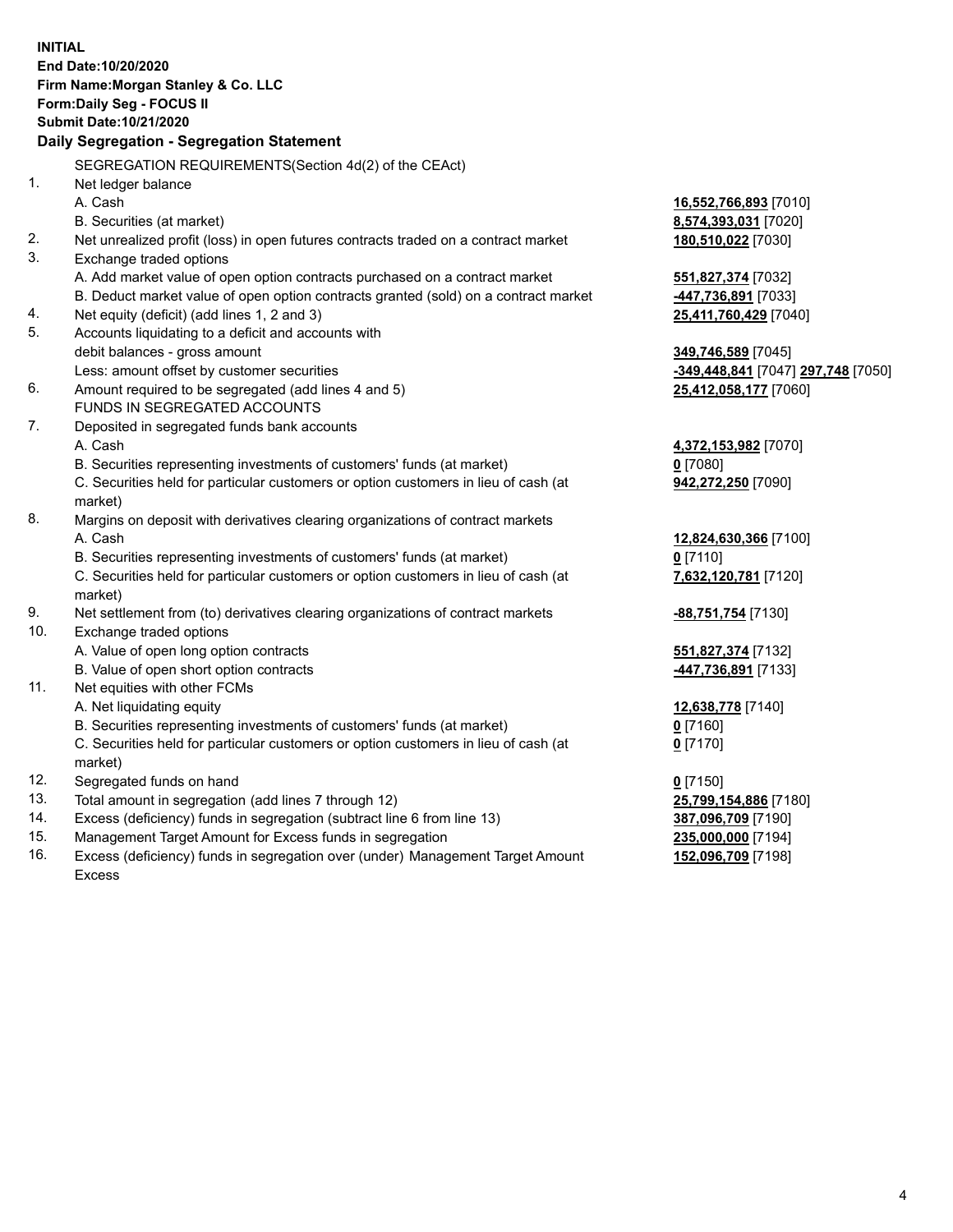**INITIAL**
**End Date:10/20/2020**
**Firm Name:Morgan Stanley & Co. LLC**
**Form:Daily Seg - FOCUS II**
**Submit Date:10/21/2020**

**Daily Segregation - Segregation Statement**

SEGREGATION REQUIREMENTS(Section 4d(2) of the CEAct)

| | | |
|---|---|---|
| 1. | Net ledger balance | |
| | A. Cash | 16,552,766,893 [7010] |
| | B. Securities (at market) | 8,574,393,031 [7020] |
| 2. | Net unrealized profit (loss) in open futures contracts traded on a contract market | 180,510,022 [7030] |
| 3. | Exchange traded options | |
| | A. Add market value of open option contracts purchased on a contract market | 551,827,374 [7032] |
| | B. Deduct market value of open option contracts granted (sold) on a contract market | -447,736,891 [7033] |
| 4. | Net equity (deficit) (add lines 1, 2 and 3) | 25,411,760,429 [7040] |
| 5. | Accounts liquidating to a deficit and accounts with debit balances - gross amount | 349,746,589 [7045] |
| | Less: amount offset by customer securities | -349,448,841 [7047] 297,748 [7050] |
| 6. | Amount required to be segregated (add lines 4 and 5) | 25,412,058,177 [7060] |
| | FUNDS IN SEGREGATED ACCOUNTS | |
| 7. | Deposited in segregated funds bank accounts | |
| | A. Cash | 4,372,153,982 [7070] |
| | B. Securities representing investments of customers' funds (at market) | 0 [7080] |
| | C. Securities held for particular customers or option customers in lieu of cash (at market) | 942,272,250 [7090] |
| 8. | Margins on deposit with derivatives clearing organizations of contract markets | |
| | A. Cash | 12,824,630,366 [7100] |
| | B. Securities representing investments of customers' funds (at market) | 0 [7110] |
| | C. Securities held for particular customers or option customers in lieu of cash (at market) | 7,632,120,781 [7120] |
| 9. | Net settlement from (to) derivatives clearing organizations of contract markets | -88,751,754 [7130] |
| 10. | Exchange traded options | |
| | A. Value of open long option contracts | 551,827,374 [7132] |
| | B. Value of open short option contracts | -447,736,891 [7133] |
| 11. | Net equities with other FCMs | |
| | A. Net liquidating equity | 12,638,778 [7140] |
| | B. Securities representing investments of customers' funds (at market) | 0 [7160] |
| | C. Securities held for particular customers or option customers in lieu of cash (at market) | 0 [7170] |
| 12. | Segregated funds on hand | 0 [7150] |
| 13. | Total amount in segregation (add lines 7 through 12) | 25,799,154,886 [7180] |
| 14. | Excess (deficiency) funds in segregation (subtract line 6 from line 13) | 387,096,709 [7190] |
| 15. | Management Target Amount for Excess funds in segregation | 235,000,000 [7194] |
| 16. | Excess (deficiency) funds in segregation over (under) Management Target Amount Excess | 152,096,709 [7198] |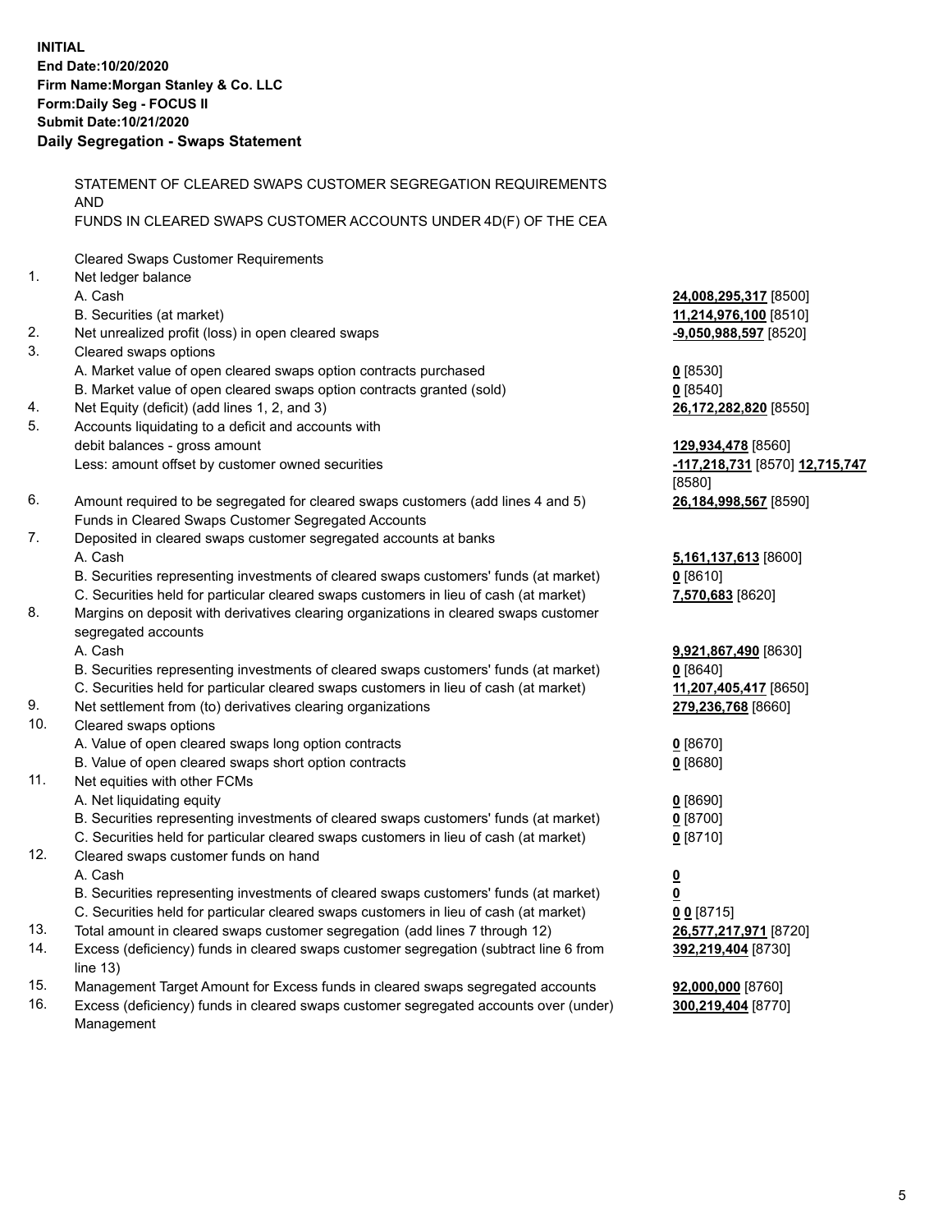**INITIAL**
**End Date:10/20/2020**
**Firm Name:Morgan Stanley & Co. LLC**
**Form:Daily Seg - FOCUS II**
**Submit Date:10/21/2020**
**Daily Segregation - Swaps Statement**

STATEMENT OF CLEARED SWAPS CUSTOMER SEGREGATION REQUIREMENTS AND
FUNDS IN CLEARED SWAPS CUSTOMER ACCOUNTS UNDER 4D(F) OF THE CEA

| | | |
|---|---|---|
| | Cleared Swaps Customer Requirements | |
| 1. | Net ledger balance | |
| | A. Cash | **24,008,295,317** [8500] |
| | B. Securities (at market) | **11,214,976,100** [8510] |
| 2. | Net unrealized profit (loss) in open cleared swaps | **-9,050,988,597** [8520] |
| 3. | Cleared swaps options | |
| | A. Market value of open cleared swaps option contracts purchased | **0** [8530] |
| | B. Market value of open cleared swaps option contracts granted (sold) | **0** [8540] |
| 4. | Net Equity (deficit) (add lines 1, 2, and 3) | **26,172,282,820** [8550] |
| 5. | Accounts liquidating to a deficit and accounts with debit balances - gross amount | **129,934,478** [8560] |
| | Less: amount offset by customer owned securities | **-117,218,731** [8570] **12,715,747** [8580] |
| 6. | Amount required to be segregated for cleared swaps customers (add lines 4 and 5) | **26,184,998,567** [8590] |
| | Funds in Cleared Swaps Customer Segregated Accounts | |
| 7. | Deposited in cleared swaps customer segregated accounts at banks | |
| | A. Cash | **5,161,137,613** [8600] |
| | B. Securities representing investments of cleared swaps customers' funds (at market) | **0** [8610] |
| | C. Securities held for particular cleared swaps customers in lieu of cash (at market) | **7,570,683** [8620] |
| 8. | Margins on deposit with derivatives clearing organizations in cleared swaps customer segregated accounts | |
| | A. Cash | **9,921,867,490** [8630] |
| | B. Securities representing investments of cleared swaps customers' funds (at market) | **0** [8640] |
| | C. Securities held for particular cleared swaps customers in lieu of cash (at market) | **11,207,405,417** [8650] |
| 9. | Net settlement from (to) derivatives clearing organizations | **279,236,768** [8660] |
| 10. | Cleared swaps options | |
| | A. Value of open cleared swaps long option contracts | **0** [8670] |
| | B. Value of open cleared swaps short option contracts | **0** [8680] |
| 11. | Net equities with other FCMs | |
| | A. Net liquidating equity | **0** [8690] |
| | B. Securities representing investments of cleared swaps customers' funds (at market) | **0** [8700] |
| | C. Securities held for particular cleared swaps customers in lieu of cash (at market) | **0** [8710] |
| 12. | Cleared swaps customer funds on hand | |
| | A. Cash | **0** |
| | B. Securities representing investments of cleared swaps customers' funds (at market) | **0** |
| | C. Securities held for particular cleared swaps customers in lieu of cash (at market) | **0** **0** [8715] |
| 13. | Total amount in cleared swaps customer segregation (add lines 7 through 12) | **26,577,217,971** [8720] |
| 14. | Excess (deficiency) funds in cleared swaps customer segregation (subtract line 6 from line 13) | **392,219,404** [8730] |
| 15. | Management Target Amount for Excess funds in cleared swaps segregated accounts | **92,000,000** [8760] |
| 16. | Excess (deficiency) funds in cleared swaps customer segregated accounts over (under) Management | **300,219,404** [8770] |